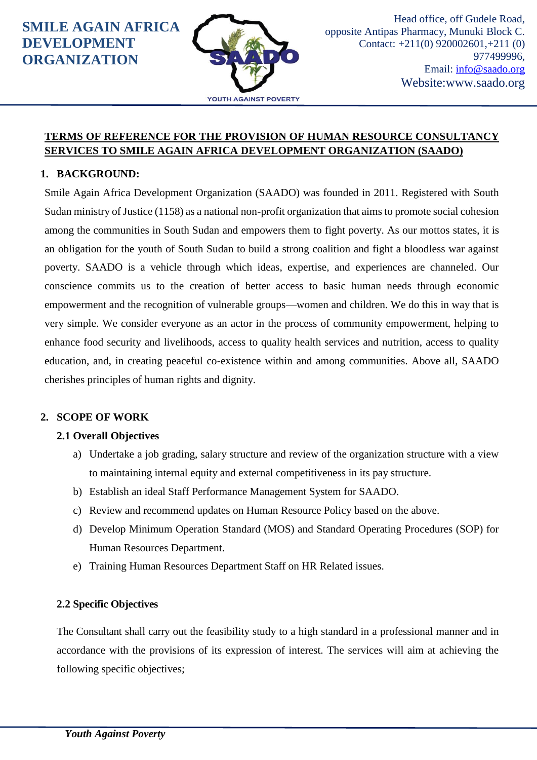SMILE AGAIN AFRICA DEVELOPMENT ORGANIZATION

Head office, off Gudele Road, opposite Antipas Pharmacy, Munuki Block C.
Contact: +211(0) 920002601,+211 (0) 977499996,
Email: info@saado.org
Website:www.saado.org

YOUTH AGAINST POVERTY

**TERMS OF REFERENCE FOR THE PROVISION OF HUMAN RESOURCE CONSULTANCY SERVICES TO SMILE AGAIN AFRICA DEVELOPMENT ORGANIZATION (SAADO)**

## 1. BACKGROUND:

Smile Again Africa Development Organization (SAADO) was founded in 2011. Registered with South Sudan ministry of Justice (1158) as a national non-profit organization that aims to promote social cohesion among the communities in South Sudan and empowers them to fight poverty. As our mottos states, it is an obligation for the youth of South Sudan to build a strong coalition and fight a bloodless war against poverty. SAADO is a vehicle through which ideas, expertise, and experiences are channeled. Our conscience commits us to the creation of better access to basic human needs through economic empowerment and the recognition of vulnerable groups—women and children. We do this in way that is very simple. We consider everyone as an actor in the process of community empowerment, helping to enhance food security and livelihoods, access to quality health services and nutrition, access to quality education, and, in creating peaceful co-existence within and among communities. Above all, SAADO cherishes principles of human rights and dignity.

## 2. SCOPE OF WORK

### 2.1 Overall Objectives

a) Undertake a job grading, salary structure and review of the organization structure with a view to maintaining internal equity and external competitiveness in its pay structure.
b) Establish an ideal Staff Performance Management System for SAADO.
c) Review and recommend updates on Human Resource Policy based on the above.
d) Develop Minimum Operation Standard (MOS) and Standard Operating Procedures (SOP) for Human Resources Department.
e) Training Human Resources Department Staff on HR Related issues.

### 2.2 Specific Objectives

The Consultant shall carry out the feasibility study to a high standard in a professional manner and in accordance with the provisions of its expression of interest. The services will aim at achieving the following specific objectives;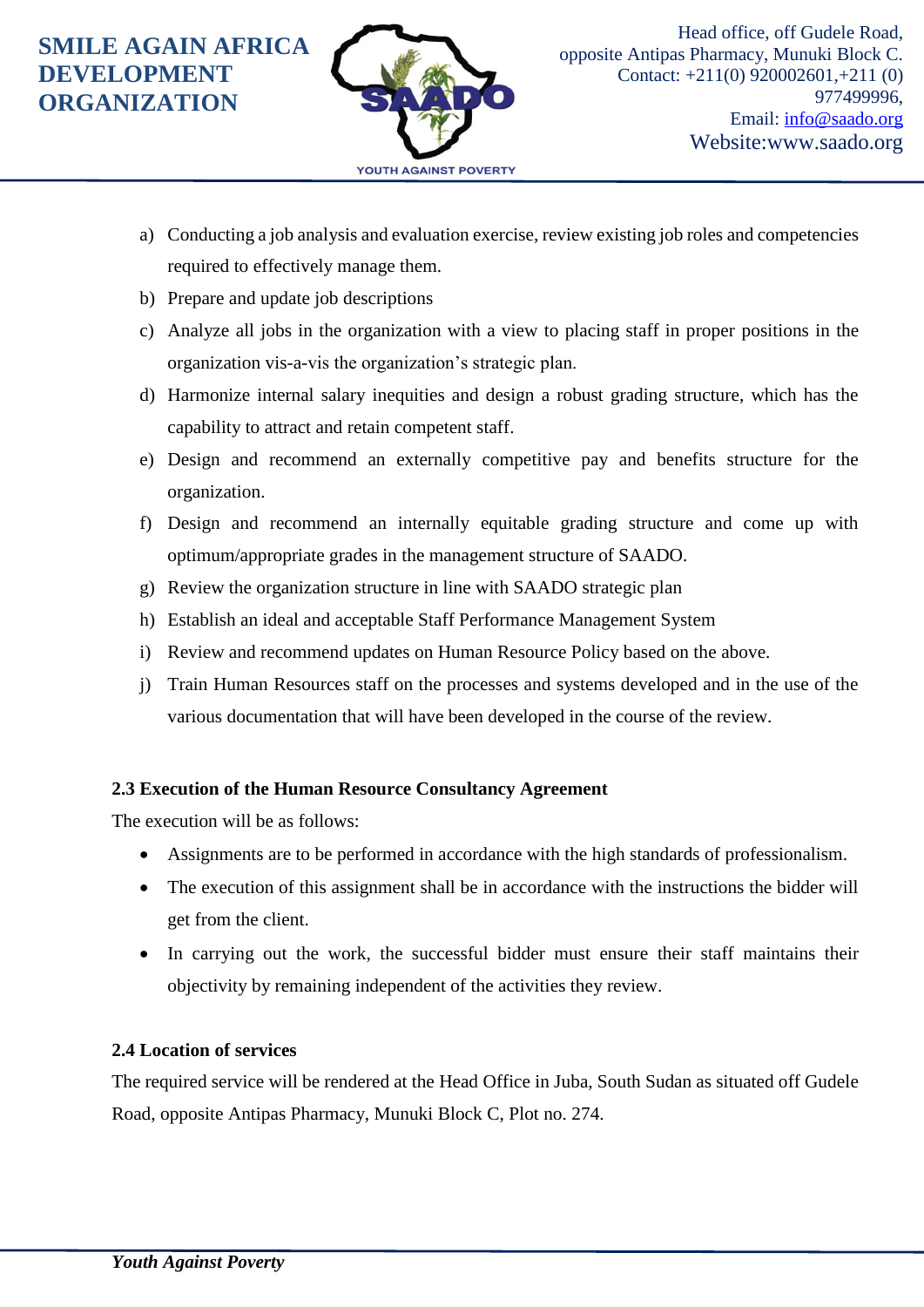a) Conducting a job analysis and evaluation exercise, review existing job roles and competencies required to effectively manage them.
b) Prepare and update job descriptions
c) Analyze all jobs in the organization with a view to placing staff in proper positions in the organization vis-a-vis the organization's strategic plan.
d) Harmonize internal salary inequities and design a robust grading structure, which has the capability to attract and retain competent staff.
e) Design and recommend an externally competitive pay and benefits structure for the organization.
f) Design and recommend an internally equitable grading structure and come up with optimum/appropriate grades in the management structure of SAADO.
g) Review the organization structure in line with SAADO strategic plan
h) Establish an ideal and acceptable Staff Performance Management System
i) Review and recommend updates on Human Resource Policy based on the above.
j) Train Human Resources staff on the processes and systems developed and in the use of the various documentation that will have been developed in the course of the review.

### 2.3 Execution of the Human Resource Consultancy Agreement

The execution will be as follows:

- Assignments are to be performed in accordance with the high standards of professionalism.
- The execution of this assignment shall be in accordance with the instructions the bidder will get from the client.
- In carrying out the work, the successful bidder must ensure their staff maintains their objectivity by remaining independent of the activities they review.

### 2.4 Location of services

The required service will be rendered at the Head Office in Juba, South Sudan as situated off Gudele Road, opposite Antipas Pharmacy, Munuki Block C, Plot no. 274.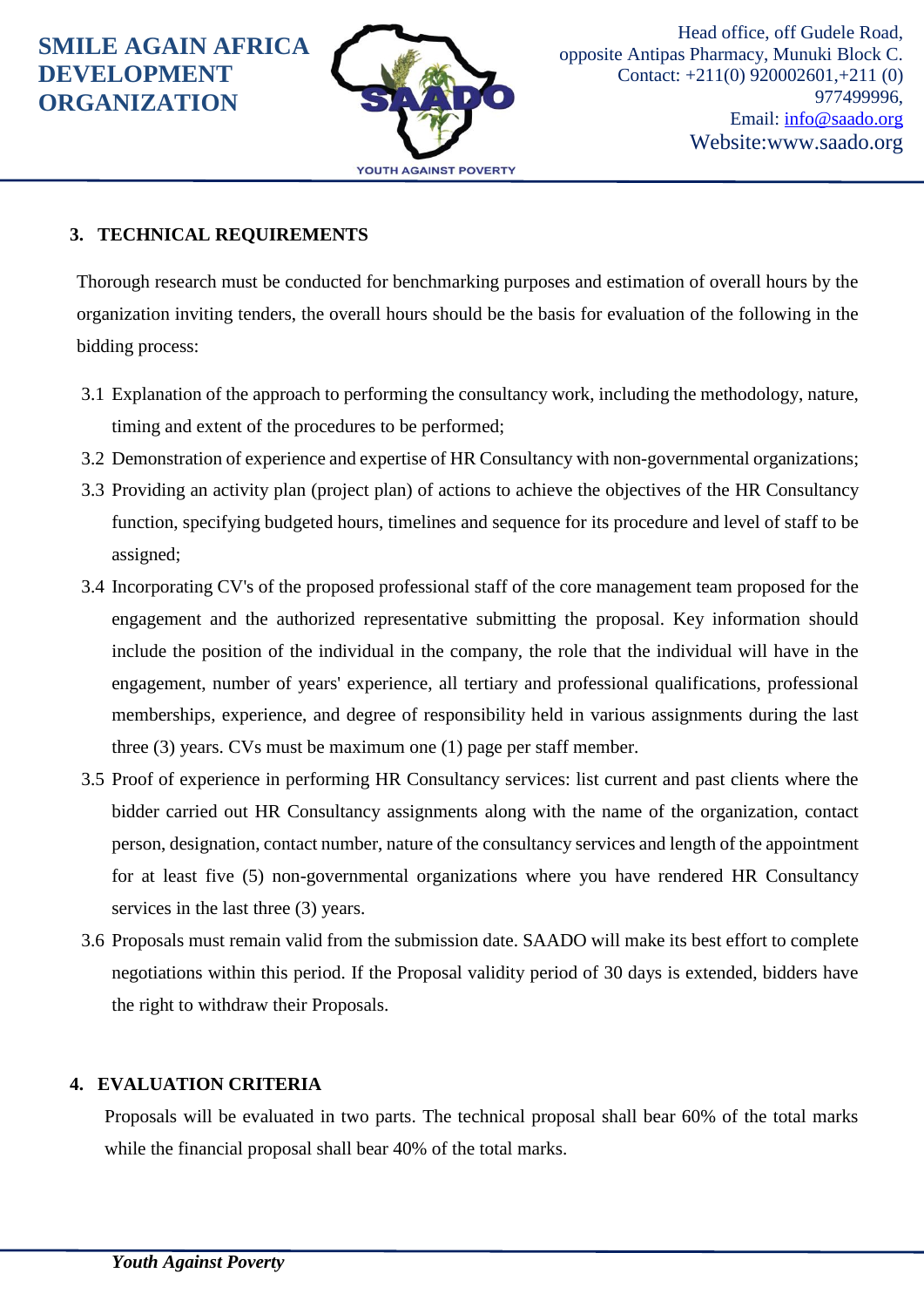## 3. TECHNICAL REQUIREMENTS

Thorough research must be conducted for benchmarking purposes and estimation of overall hours by the organization inviting tenders, the overall hours should be the basis for evaluation of the following in the bidding process:

3.1 Explanation of the approach to performing the consultancy work, including the methodology, nature, timing and extent of the procedures to be performed;

3.2 Demonstration of experience and expertise of HR Consultancy with non-governmental organizations;

3.3 Providing an activity plan (project plan) of actions to achieve the objectives of the HR Consultancy function, specifying budgeted hours, timelines and sequence for its procedure and level of staff to be assigned;

3.4 Incorporating CV's of the proposed professional staff of the core management team proposed for the engagement and the authorized representative submitting the proposal. Key information should include the position of the individual in the company, the role that the individual will have in the engagement, number of years' experience, all tertiary and professional qualifications, professional memberships, experience, and degree of responsibility held in various assignments during the last three (3) years. CVs must be maximum one (1) page per staff member.

3.5 Proof of experience in performing HR Consultancy services: list current and past clients where the bidder carried out HR Consultancy assignments along with the name of the organization, contact person, designation, contact number, nature of the consultancy services and length of the appointment for at least five (5) non-governmental organizations where you have rendered HR Consultancy services in the last three (3) years.

3.6 Proposals must remain valid from the submission date. SAADO will make its best effort to complete negotiations within this period. If the Proposal validity period of 30 days is extended, bidders have the right to withdraw their Proposals.

## 4. EVALUATION CRITERIA

Proposals will be evaluated in two parts. The technical proposal shall bear 60% of the total marks while the financial proposal shall bear 40% of the total marks.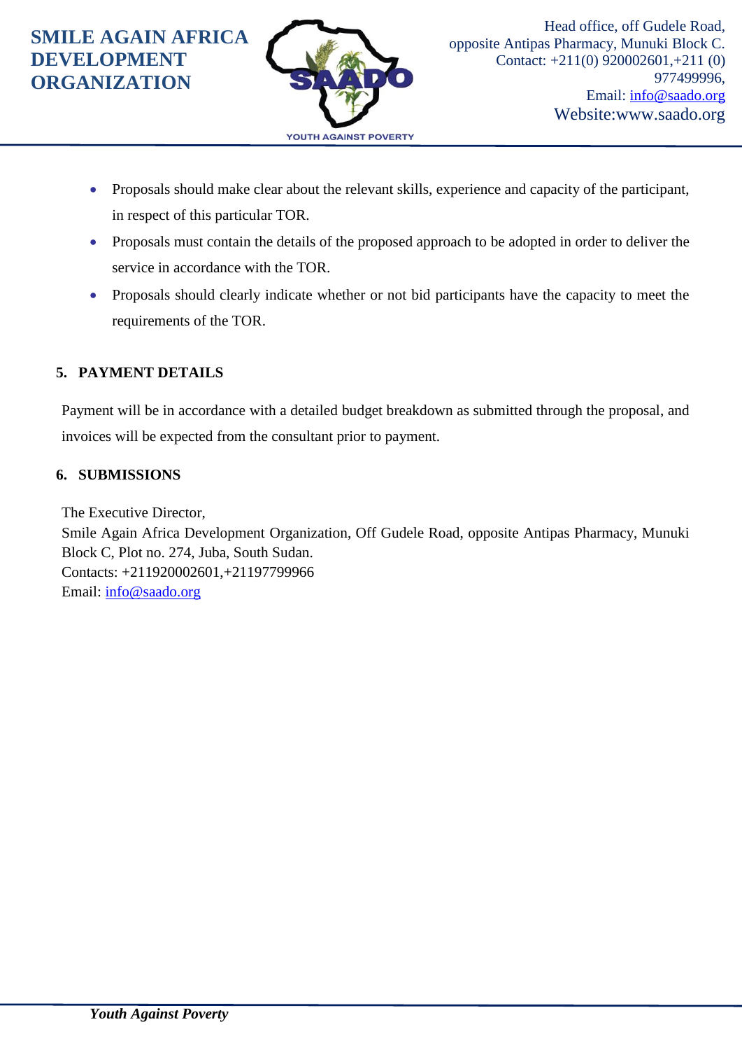- Proposals should make clear about the relevant skills, experience and capacity of the participant, in respect of this particular TOR.
- Proposals must contain the details of the proposed approach to be adopted in order to deliver the service in accordance with the TOR.
- Proposals should clearly indicate whether or not bid participants have the capacity to meet the requirements of the TOR.

## 5. PAYMENT DETAILS

Payment will be in accordance with a detailed budget breakdown as submitted through the proposal, and invoices will be expected from the consultant prior to payment.

## 6. SUBMISSIONS

The Executive Director,
Smile Again Africa Development Organization, Off Gudele Road, opposite Antipas Pharmacy, Munuki Block C, Plot no. 274, Juba, South Sudan.
Contacts: +211920002601,+21197799966
Email: info@saado.org